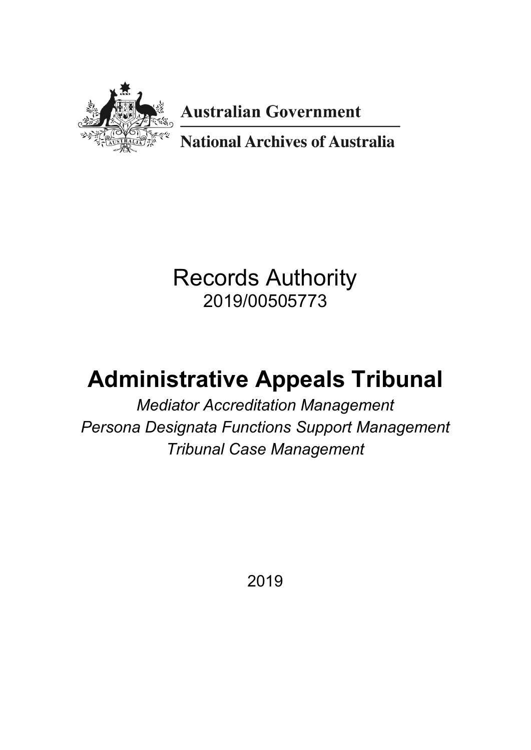Australian Government

National Archives of Australia

# Records Authority

2019/00505773

# Administrative Appeals Tribunal

*Mediator Accreditation Management*

*Persona Designata Functions Support Management*

*Tribunal Case Management*

2019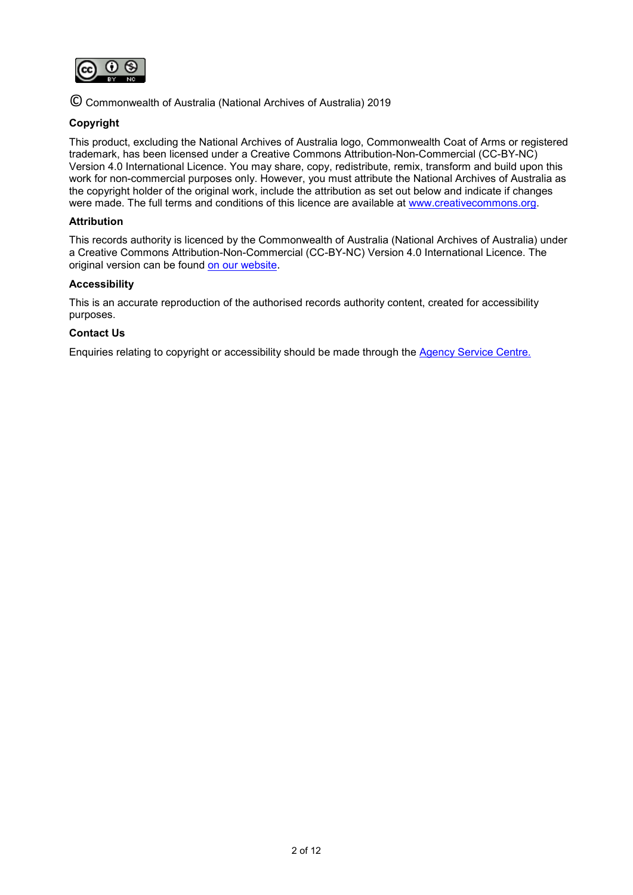© Commonwealth of Australia (National Archives of Australia) 2019

**Copyright**

This product, excluding the National Archives of Australia logo, Commonwealth Coat of Arms or registered trademark, has been licensed under a Creative Commons Attribution-Non-Commercial (CC-BY-NC) Version 4.0 International Licence. You may share, copy, redistribute, remix, transform and build upon this work for non-commercial purposes only. However, you must attribute the National Archives of Australia as the copyright holder of the original work, include the attribution as set out below and indicate if changes were made. The full terms and conditions of this licence are available at www.creativecommons.org.

**Attribution**

This records authority is licenced by the Commonwealth of Australia (National Archives of Australia) under a Creative Commons Attribution-Non-Commercial (CC-BY-NC) Version 4.0 International Licence. The original version can be found on our website.

**Accessibility**

This is an accurate reproduction of the authorised records authority content, created for accessibility purposes.

**Contact Us**

Enquiries relating to copyright or accessibility should be made through the Agency Service Centre.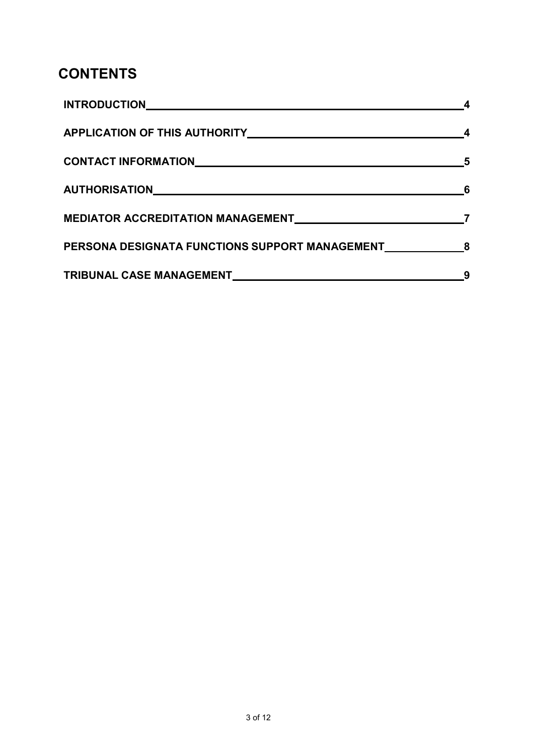# CONTENTS

| | |
|---|---|
| **INTRODUCTION** | **4** |
| **APPLICATION OF THIS AUTHORITY** | **4** |
| **CONTACT INFORMATION** | **5** |
| **AUTHORISATION** | **6** |
| **MEDIATOR ACCREDITATION MANAGEMENT** | **7** |
| **PERSONA DESIGNATA FUNCTIONS SUPPORT MANAGEMENT** | **8** |
| **TRIBUNAL CASE MANAGEMENT** | **9** |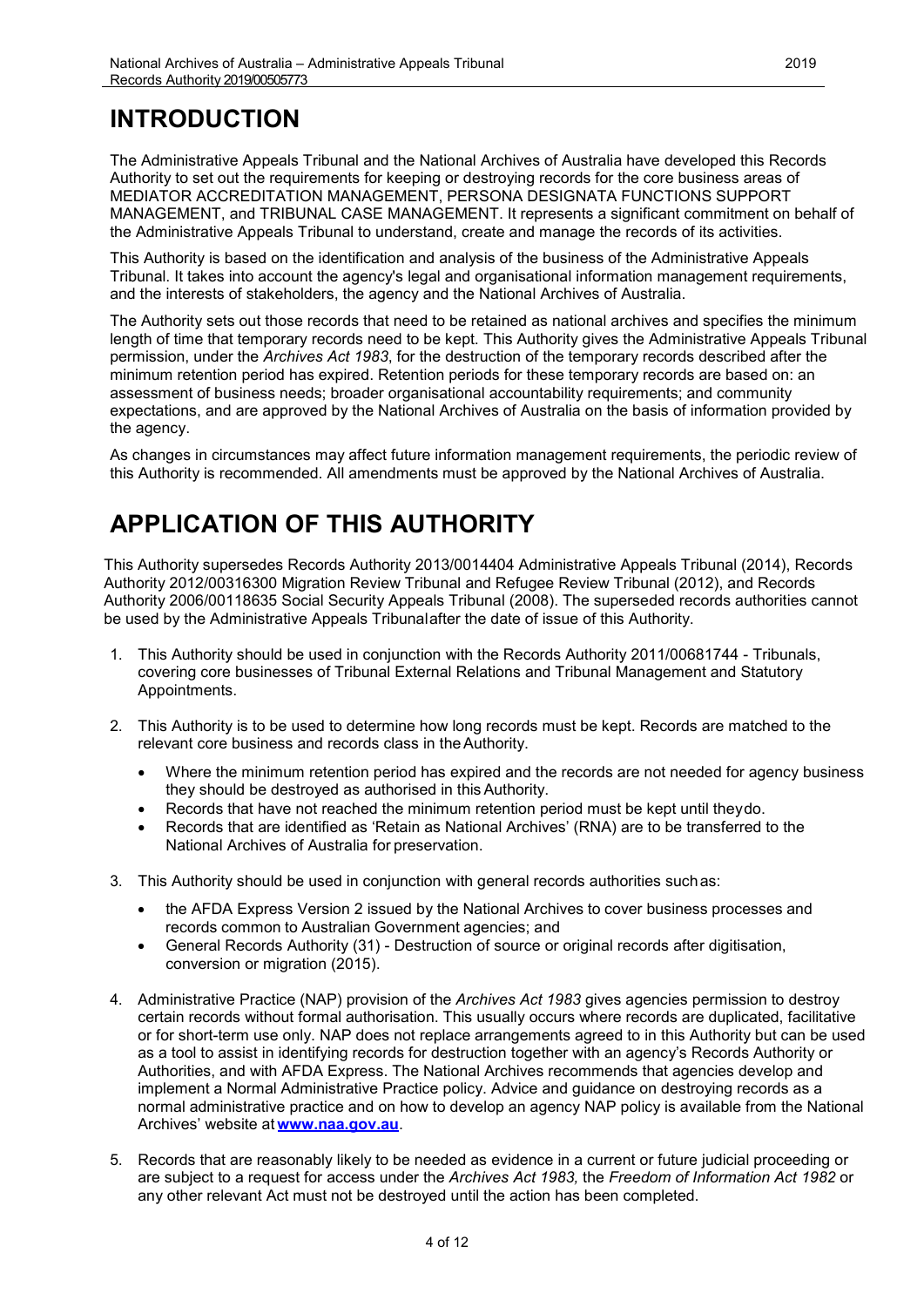# INTRODUCTION

The Administrative Appeals Tribunal and the National Archives of Australia have developed this Records Authority to set out the requirements for keeping or destroying records for the core business areas of MEDIATOR ACCREDITATION MANAGEMENT, PERSONA DESIGNATA FUNCTIONS SUPPORT MANAGEMENT, and TRIBUNAL CASE MANAGEMENT. It represents a significant commitment on behalf of the Administrative Appeals Tribunal to understand, create and manage the records of its activities.

This Authority is based on the identification and analysis of the business of the Administrative Appeals Tribunal. It takes into account the agency's legal and organisational information management requirements, and the interests of stakeholders, the agency and the National Archives of Australia.

The Authority sets out those records that need to be retained as national archives and specifies the minimum length of time that temporary records need to be kept. This Authority gives the Administrative Appeals Tribunal permission, under the *Archives Act 1983*, for the destruction of the temporary records described after the minimum retention period has expired. Retention periods for these temporary records are based on: an assessment of business needs; broader organisational accountability requirements; and community expectations, and are approved by the National Archives of Australia on the basis of information provided by the agency.

As changes in circumstances may affect future information management requirements, the periodic review of this Authority is recommended. All amendments must be approved by the National Archives of Australia.

# APPLICATION OF THIS AUTHORITY

This Authority supersedes Records Authority 2013/0014404 Administrative Appeals Tribunal (2014), Records Authority 2012/00316300 Migration Review Tribunal and Refugee Review Tribunal (2012), and Records Authority 2006/00118635 Social Security Appeals Tribunal (2008). The superseded records authorities cannot be used by the Administrative Appeals Tribunalafter the date of issue of this Authority.

1. This Authority should be used in conjunction with the Records Authority 2011/00681744 - Tribunals, covering core businesses of Tribunal External Relations and Tribunal Management and Statutory Appointments.

2. This Authority is to be used to determine how long records must be kept. Records are matched to the relevant core business and records class in the Authority.
   - Where the minimum retention period has expired and the records are not needed for agency business they should be destroyed as authorised in this Authority.
   - Records that have not reached the minimum retention period must be kept until theydo.
   - Records that are identified as 'Retain as National Archives' (RNA) are to be transferred to the National Archives of Australia for preservation.

3. This Authority should be used in conjunction with general records authorities suchas:
   - the AFDA Express Version 2 issued by the National Archives to cover business processes and records common to Australian Government agencies; and
   - General Records Authority (31) - Destruction of source or original records after digitisation, conversion or migration (2015).

4. Administrative Practice (NAP) provision of the *Archives Act 1983* gives agencies permission to destroy certain records without formal authorisation. This usually occurs where records are duplicated, facilitative or for short-term use only. NAP does not replace arrangements agreed to in this Authority but can be used as a tool to assist in identifying records for destruction together with an agency's Records Authority or Authorities, and with AFDA Express. The National Archives recommends that agencies develop and implement a Normal Administrative Practice policy. Advice and guidance on destroying records as a normal administrative practice and on how to develop an agency NAP policy is available from the National Archives' website at **www.naa.gov.au**.

5. Records that are reasonably likely to be needed as evidence in a current or future judicial proceeding or are subject to a request for access under the *Archives Act 1983,* the *Freedom of Information Act 1982* or any other relevant Act must not be destroyed until the action has been completed.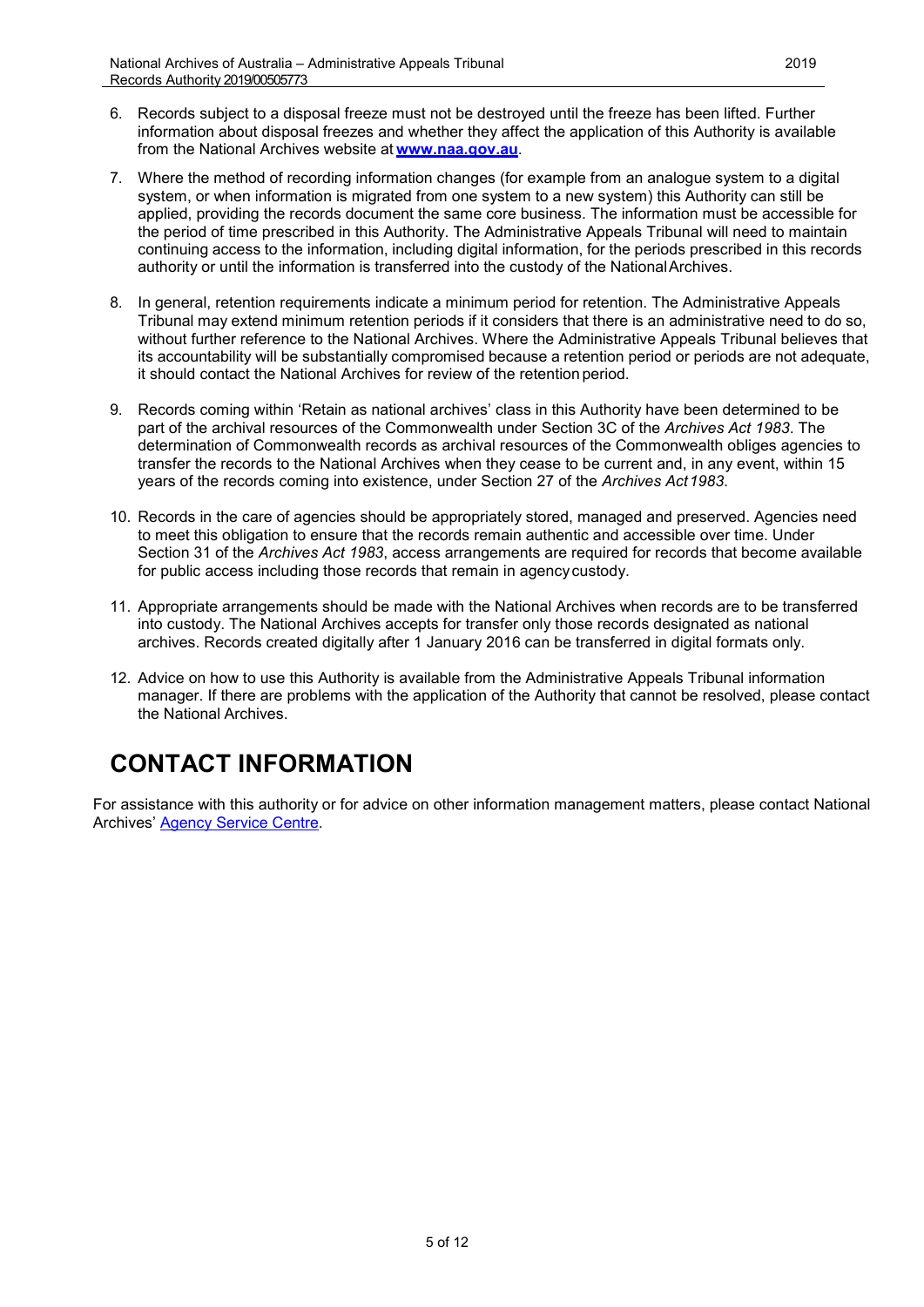6. Records subject to a disposal freeze must not be destroyed until the freeze has been lifted. Further information about disposal freezes and whether they affect the application of this Authority is available from the National Archives website at **www.naa.gov.au**.

7. Where the method of recording information changes (for example from an analogue system to a digital system, or when information is migrated from one system to a new system) this Authority can still be applied, providing the records document the same core business. The information must be accessible for the period of time prescribed in this Authority. The Administrative Appeals Tribunal will need to maintain continuing access to the information, including digital information, for the periods prescribed in this records authority or until the information is transferred into the custody of the National Archives.

8. In general, retention requirements indicate a minimum period for retention. The Administrative Appeals Tribunal may extend minimum retention periods if it considers that there is an administrative need to do so, without further reference to the National Archives. Where the Administrative Appeals Tribunal believes that its accountability will be substantially compromised because a retention period or periods are not adequate, it should contact the National Archives for review of the retention period.

9. Records coming within 'Retain as national archives' class in this Authority have been determined to be part of the archival resources of the Commonwealth under Section 3C of the *Archives Act 1983*. The determination of Commonwealth records as archival resources of the Commonwealth obliges agencies to transfer the records to the National Archives when they cease to be current and, in any event, within 15 years of the records coming into existence, under Section 27 of the *Archives Act 1983*.

10. Records in the care of agencies should be appropriately stored, managed and preserved. Agencies need to meet this obligation to ensure that the records remain authentic and accessible over time. Under Section 31 of the *Archives Act 1983*, access arrangements are required for records that become available for public access including those records that remain in agency custody.

11. Appropriate arrangements should be made with the National Archives when records are to be transferred into custody. The National Archives accepts for transfer only those records designated as national archives. Records created digitally after 1 January 2016 can be transferred in digital formats only.

12. Advice on how to use this Authority is available from the Administrative Appeals Tribunal information manager. If there are problems with the application of the Authority that cannot be resolved, please contact the National Archives.

# CONTACT INFORMATION

For assistance with this authority or for advice on other information management matters, please contact National Archives' Agency Service Centre.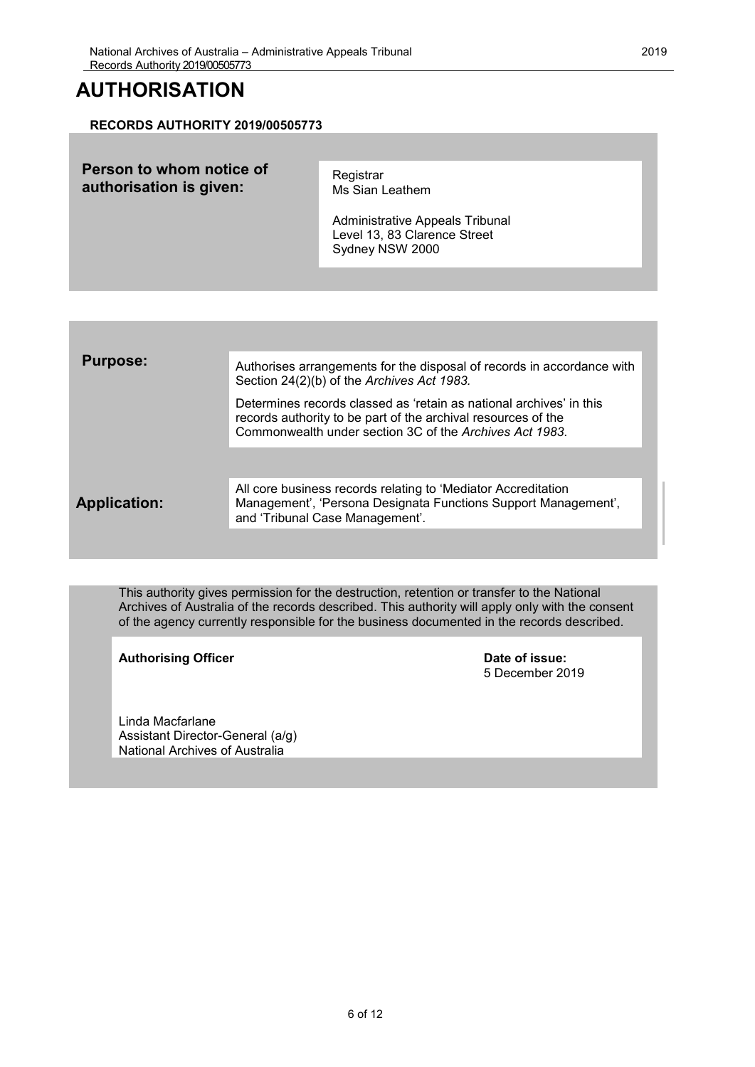# AUTHORISATION

**RECORDS AUTHORITY 2019/00505773**

| | |
|---|---|
| **Person to whom notice of authorisation is given:** | Registrar<br>Ms Sian Leathem<br><br>Administrative Appeals Tribunal<br>Level 13, 83 Clarence Street<br>Sydney NSW 2000 |

| | |
|---|---|
| **Purpose:** | Authorises arrangements for the disposal of records in accordance with Section 24(2)(b) of the *Archives Act 1983.*<br><br>Determines records classed as 'retain as national archives' in this records authority to be part of the archival resources of the Commonwealth under section 3C of the *Archives Act 1983.* |
| **Application:** | All core business records relating to 'Mediator Accreditation Management', 'Persona Designata Functions Support Management', and 'Tribunal Case Management'. |

This authority gives permission for the destruction, retention or transfer to the National Archives of Australia of the records described. This authority will apply only with the consent of the agency currently responsible for the business documented in the records described.

| | |
|---|---|
| **Authorising Officer**<br><br>Linda Macfarlane<br>Assistant Director-General (a/g)<br>National Archives of Australia | **Date of issue:**<br>5 December 2019 |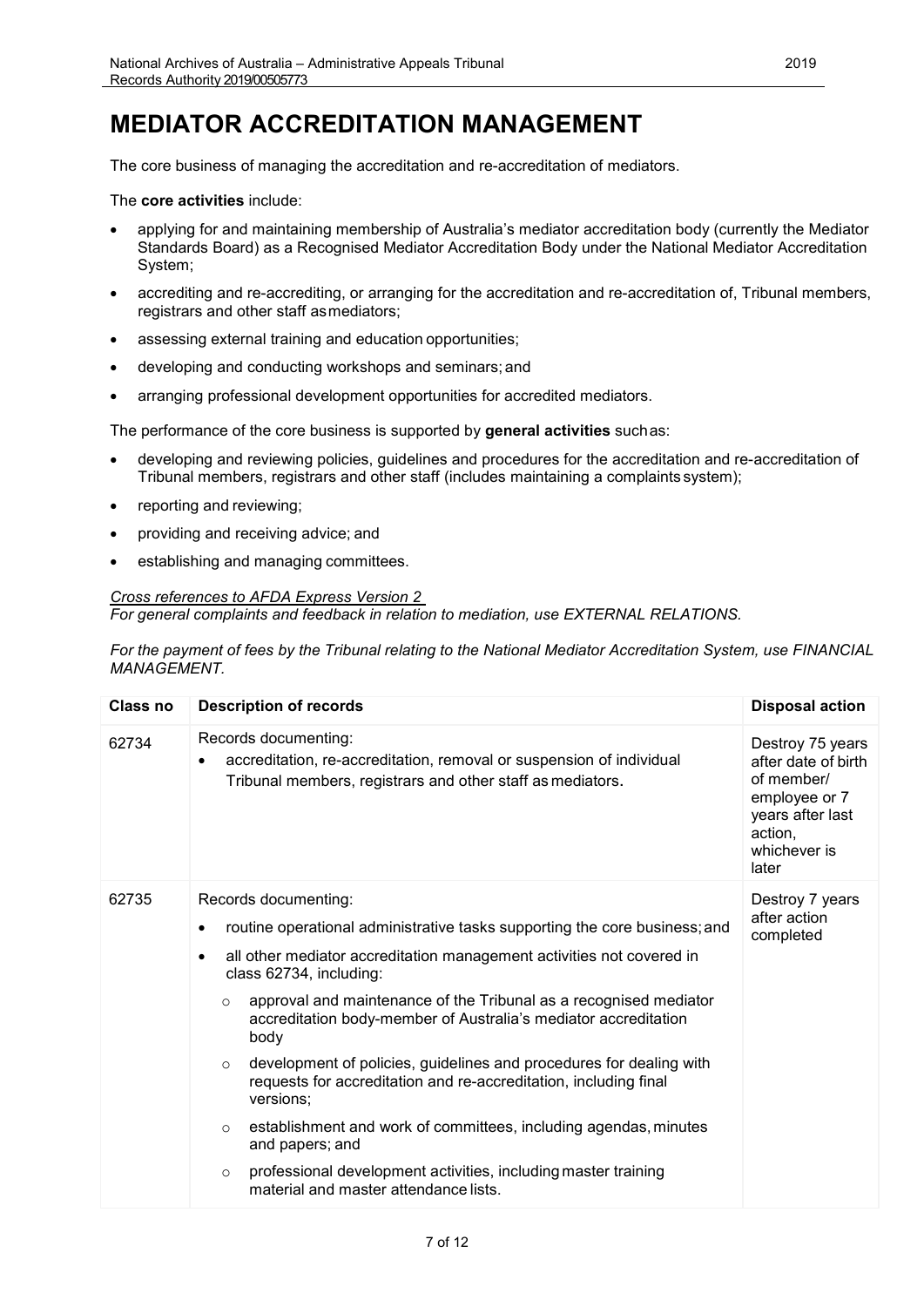# MEDIATOR ACCREDITATION MANAGEMENT

The core business of managing the accreditation and re-accreditation of mediators.

The **core activities** include:

- applying for and maintaining membership of Australia's mediator accreditation body (currently the Mediator Standards Board) as a Recognised Mediator Accreditation Body under the National Mediator Accreditation System;
- accrediting and re-accrediting, or arranging for the accreditation and re-accreditation of, Tribunal members, registrars and other staff as mediators;
- assessing external training and education opportunities;
- developing and conducting workshops and seminars; and
- arranging professional development opportunities for accredited mediators.

The performance of the core business is supported by **general activities** such as:

- developing and reviewing policies, guidelines and procedures for the accreditation and re-accreditation of Tribunal members, registrars and other staff (includes maintaining a complaints system);
- reporting and reviewing;
- providing and receiving advice; and
- establishing and managing committees.

*Cross references to AFDA Express Version 2*
*For general complaints and feedback in relation to mediation, use EXTERNAL RELATIONS.*

*For the payment of fees by the Tribunal relating to the National Mediator Accreditation System, use FINANCIAL MANAGEMENT.*

| Class no | Description of records | Disposal action |
|---|---|---|
| 62734 | Records documenting:<br>• accreditation, re-accreditation, removal or suspension of individual Tribunal members, registrars and other staff as mediators. | Destroy 75 years after date of birth of member/ employee or 7 years after last action, whichever is later |
| 62735 | Records documenting:<br>• routine operational administrative tasks supporting the core business; and<br>• all other mediator accreditation management activities not covered in class 62734, including:<br>  ○ approval and maintenance of the Tribunal as a recognised mediator accreditation body-member of Australia's mediator accreditation body<br>  ○ development of policies, guidelines and procedures for dealing with requests for accreditation and re-accreditation, including final versions;<br>  ○ establishment and work of committees, including agendas, minutes and papers; and<br>  ○ professional development activities, including master training material and master attendance lists. | Destroy 7 years after action completed |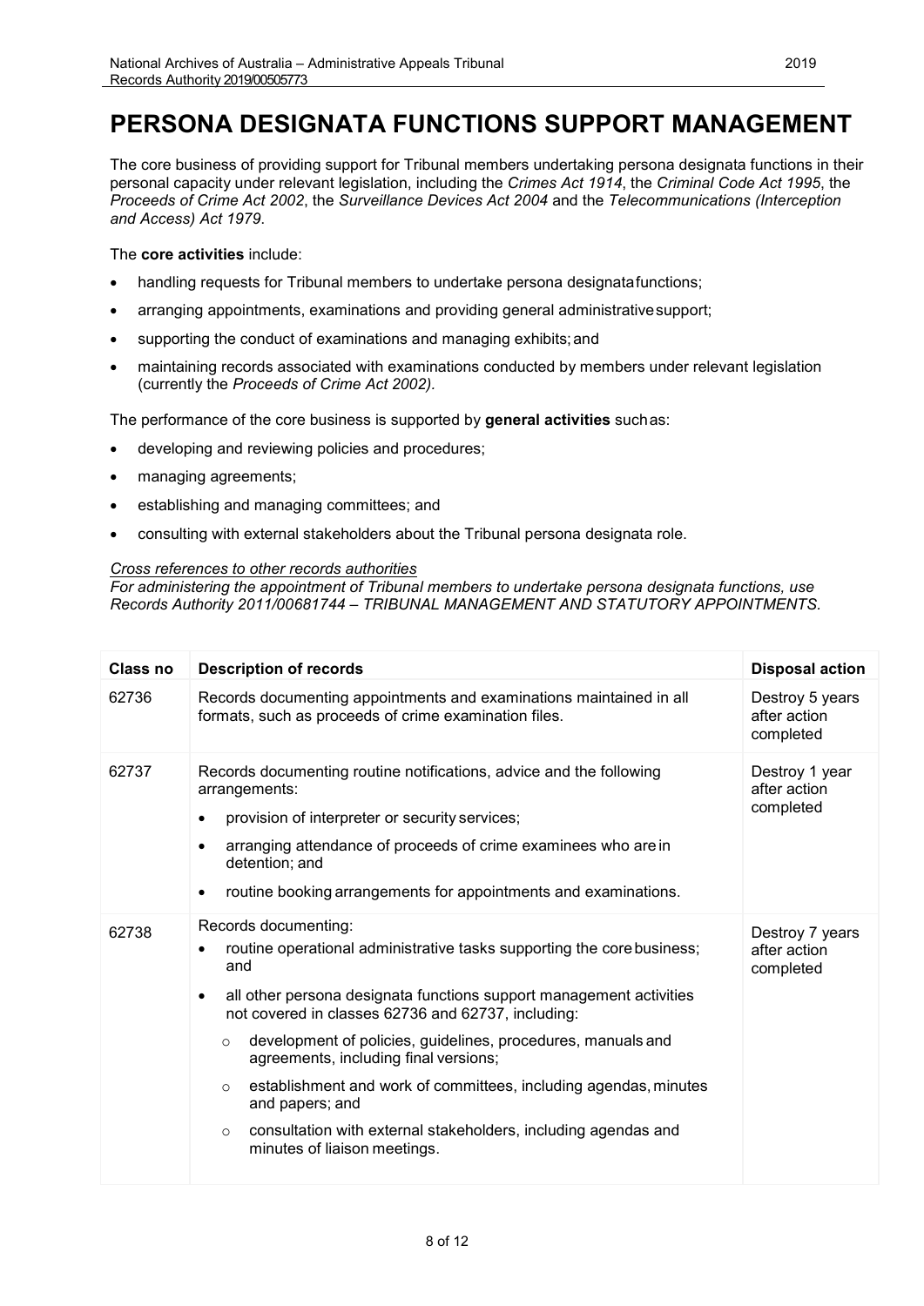# PERSONA DESIGNATA FUNCTIONS SUPPORT MANAGEMENT

The core business of providing support for Tribunal members undertaking persona designata functions in their personal capacity under relevant legislation, including the *Crimes Act 1914*, the *Criminal Code Act 1995*, the *Proceeds of Crime Act 2002*, the *Surveillance Devices Act 2004* and the *Telecommunications (Interception and Access) Act 1979*.

The **core activities** include:

- handling requests for Tribunal members to undertake persona designata functions;
- arranging appointments, examinations and providing general administrative support;
- supporting the conduct of examinations and managing exhibits; and
- maintaining records associated with examinations conducted by members under relevant legislation (currently the *Proceeds of Crime Act 2002).*

The performance of the core business is supported by **general activities** such as:

- developing and reviewing policies and procedures;
- managing agreements;
- establishing and managing committees; and
- consulting with external stakeholders about the Tribunal persona designata role.

*Cross references to other records authorities*

*For administering the appointment of Tribunal members to undertake persona designata functions, use Records Authority 2011/00681744 – TRIBUNAL MANAGEMENT AND STATUTORY APPOINTMENTS.*

| Class no | Description of records | Disposal action |
|---|---|---|
| 62736 | Records documenting appointments and examinations maintained in all formats, such as proceeds of crime examination files. | Destroy 5 years after action completed |
| 62737 | Records documenting routine notifications, advice and the following arrangements:<br>• provision of interpreter or security services;<br>• arranging attendance of proceeds of crime examinees who are in detention; and<br>• routine booking arrangements for appointments and examinations. | Destroy 1 year after action completed |
| 62738 | Records documenting:<br>• routine operational administrative tasks supporting the core business; and<br>• all other persona designata functions support management activities not covered in classes 62736 and 62737, including:<br>○ development of policies, guidelines, procedures, manuals and agreements, including final versions;<br>○ establishment and work of committees, including agendas, minutes and papers; and<br>○ consultation with external stakeholders, including agendas and minutes of liaison meetings. | Destroy 7 years after action completed |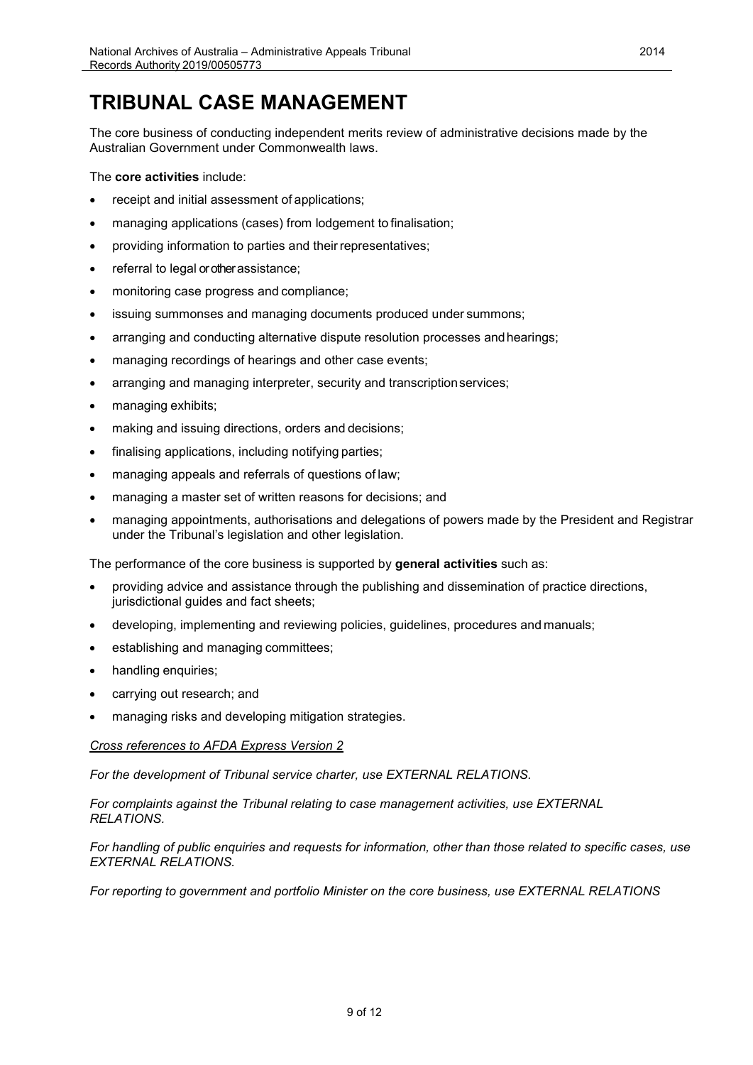# TRIBUNAL CASE MANAGEMENT

The core business of conducting independent merits review of administrative decisions made by the Australian Government under Commonwealth laws.

The **core activities** include:

- receipt and initial assessment of applications;
- managing applications (cases) from lodgement to finalisation;
- providing information to parties and their representatives;
- referral to legal or other assistance;
- monitoring case progress and compliance;
- issuing summonses and managing documents produced under summons;
- arranging and conducting alternative dispute resolution processes and hearings;
- managing recordings of hearings and other case events;
- arranging and managing interpreter, security and transcription services;
- managing exhibits;
- making and issuing directions, orders and decisions;
- finalising applications, including notifying parties;
- managing appeals and referrals of questions of law;
- managing a master set of written reasons for decisions; and
- managing appointments, authorisations and delegations of powers made by the President and Registrar under the Tribunal's legislation and other legislation.

The performance of the core business is supported by **general activities** such as:

- providing advice and assistance through the publishing and dissemination of practice directions, jurisdictional guides and fact sheets;
- developing, implementing and reviewing policies, guidelines, procedures and manuals;
- establishing and managing committees;
- handling enquiries;
- carrying out research; and
- managing risks and developing mitigation strategies.

*Cross references to AFDA Express Version 2*

*For the development of Tribunal service charter, use EXTERNAL RELATIONS.*

*For complaints against the Tribunal relating to case management activities, use EXTERNAL RELATIONS.*

*For handling of public enquiries and requests for information, other than those related to specific cases, use EXTERNAL RELATIONS.*

*For reporting to government and portfolio Minister on the core business, use EXTERNAL RELATIONS*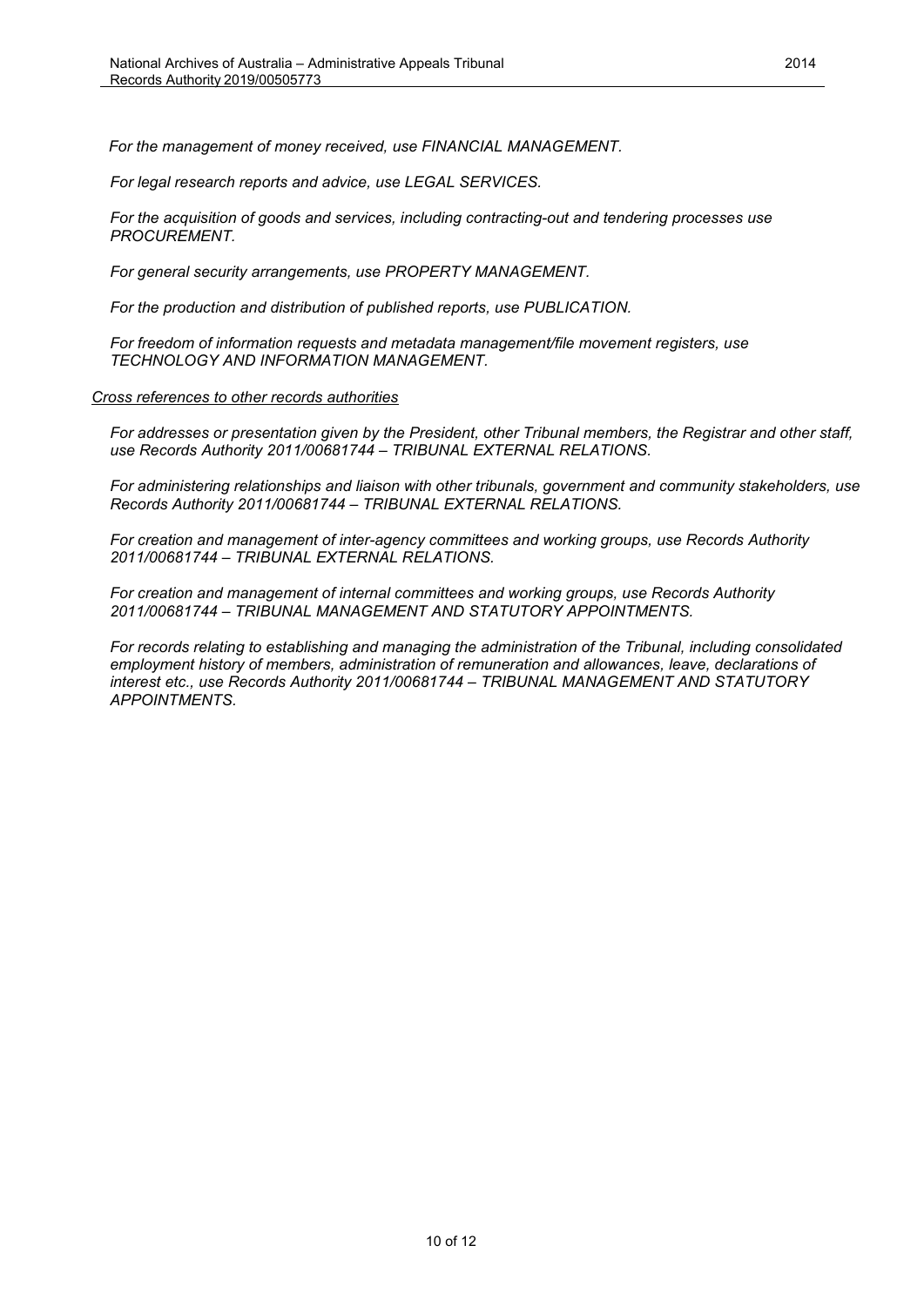*For the management of money received, use FINANCIAL MANAGEMENT.*

*For legal research reports and advice, use LEGAL SERVICES.*

*For the acquisition of goods and services, including contracting-out and tendering processes use PROCUREMENT.*

*For general security arrangements, use PROPERTY MANAGEMENT.*

*For the production and distribution of published reports, use PUBLICATION.*

*For freedom of information requests and metadata management/file movement registers, use TECHNOLOGY AND INFORMATION MANAGEMENT.*

*Cross references to other records authorities*

*For addresses or presentation given by the President, other Tribunal members, the Registrar and other staff, use Records Authority 2011/00681744 – TRIBUNAL EXTERNAL RELATIONS.*

*For administering relationships and liaison with other tribunals, government and community stakeholders, use Records Authority 2011/00681744 – TRIBUNAL EXTERNAL RELATIONS.*

*For creation and management of inter-agency committees and working groups, use Records Authority 2011/00681744 – TRIBUNAL EXTERNAL RELATIONS.*

*For creation and management of internal committees and working groups, use Records Authority 2011/00681744 – TRIBUNAL MANAGEMENT AND STATUTORY APPOINTMENTS.*

*For records relating to establishing and managing the administration of the Tribunal, including consolidated employment history of members, administration of remuneration and allowances, leave, declarations of interest etc., use Records Authority 2011/00681744 – TRIBUNAL MANAGEMENT AND STATUTORY APPOINTMENTS.*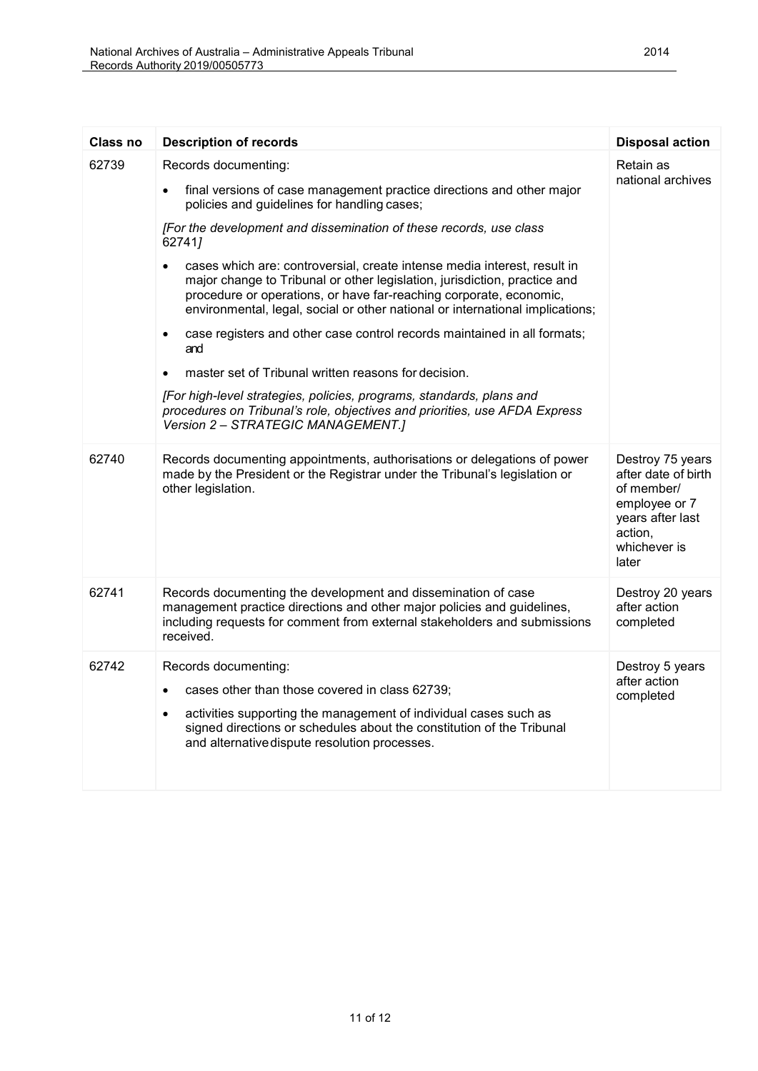| Class no | Description of records | Disposal action |
|---|---|---|
| 62739 | Records documenting:<br>• final versions of case management practice directions and other major policies and guidelines for handling cases;<br>*[For the development and dissemination of these records, use class 62741]*<br>• cases which are: controversial, create intense media interest, result in major change to Tribunal or other legislation, jurisdiction, practice and procedure or operations, or have far-reaching corporate, economic, environmental, legal, social or other national or international implications;<br>• case registers and other case control records maintained in all formats; and<br>• master set of Tribunal written reasons for decision.<br>*[For high-level strategies, policies, programs, standards, plans and procedures on Tribunal's role, objectives and priorities, use AFDA Express Version 2 – STRATEGIC MANAGEMENT.]* | Retain as national archives |
| 62740 | Records documenting appointments, authorisations or delegations of power made by the President or the Registrar under the Tribunal's legislation or other legislation. | Destroy 75 years after date of birth of member/ employee or 7 years after last action, whichever is later |
| 62741 | Records documenting the development and dissemination of case management practice directions and other major policies and guidelines, including requests for comment from external stakeholders and submissions received. | Destroy 20 years after action completed |
| 62742 | Records documenting:<br>• cases other than those covered in class 62739;<br>• activities supporting the management of individual cases such as signed directions or schedules about the constitution of the Tribunal and alternative dispute resolution processes. | Destroy 5 years after action completed |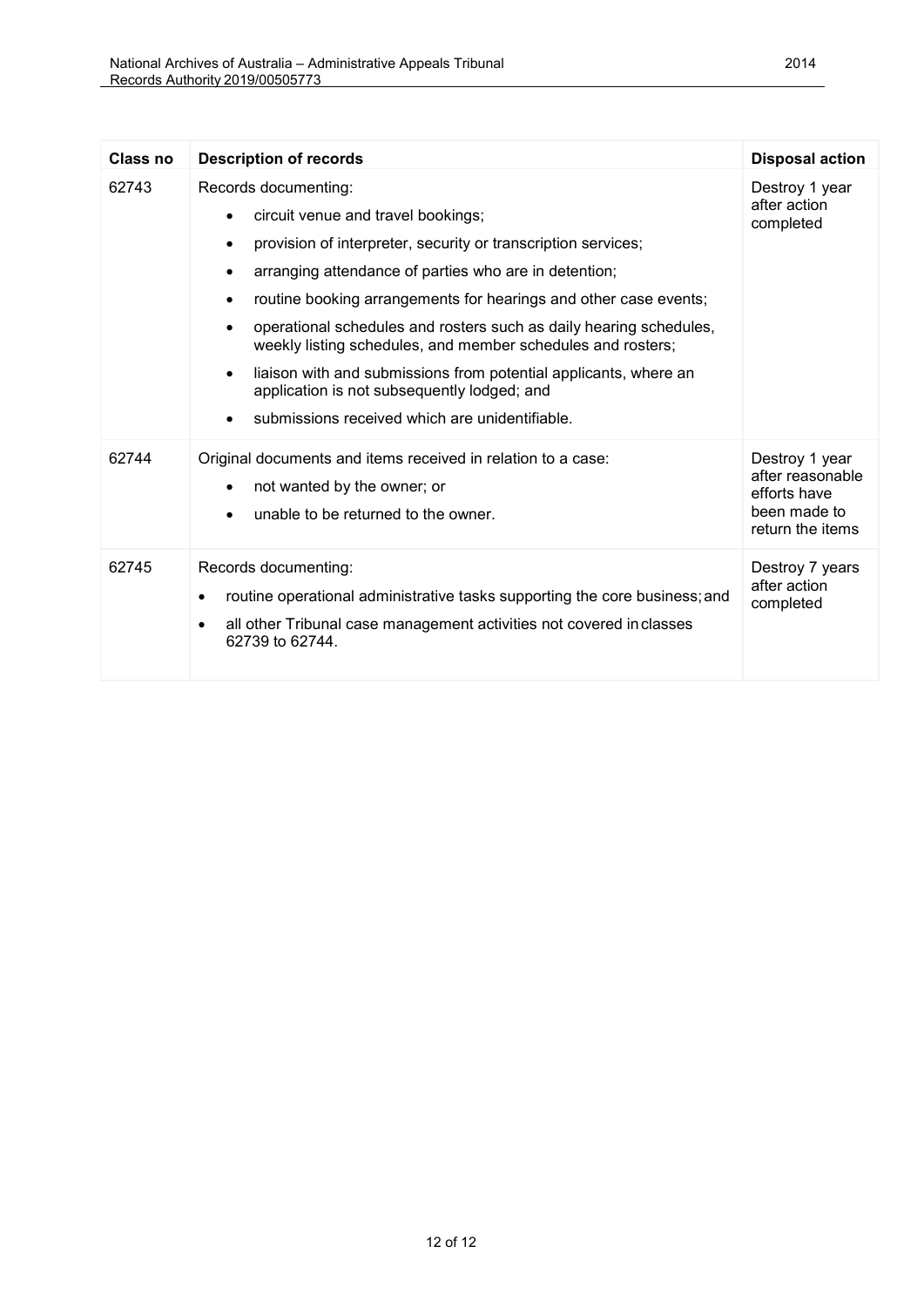| Class no | Description of records | Disposal action |
|---|---|---|
| 62743 | Records documenting:<br>• circuit venue and travel bookings;<br>• provision of interpreter, security or transcription services;<br>• arranging attendance of parties who are in detention;<br>• routine booking arrangements for hearings and other case events;<br>• operational schedules and rosters such as daily hearing schedules, weekly listing schedules, and member schedules and rosters;<br>• liaison with and submissions from potential applicants, where an application is not subsequently lodged; and<br>• submissions received which are unidentifiable. | Destroy 1 year after action completed |
| 62744 | Original documents and items received in relation to a case:<br>• not wanted by the owner; or<br>• unable to be returned to the owner. | Destroy 1 year after reasonable efforts have been made to return the items |
| 62745 | Records documenting:<br>• routine operational administrative tasks supporting the core business; and<br>• all other Tribunal case management activities not covered in classes 62739 to 62744. | Destroy 7 years after action completed |